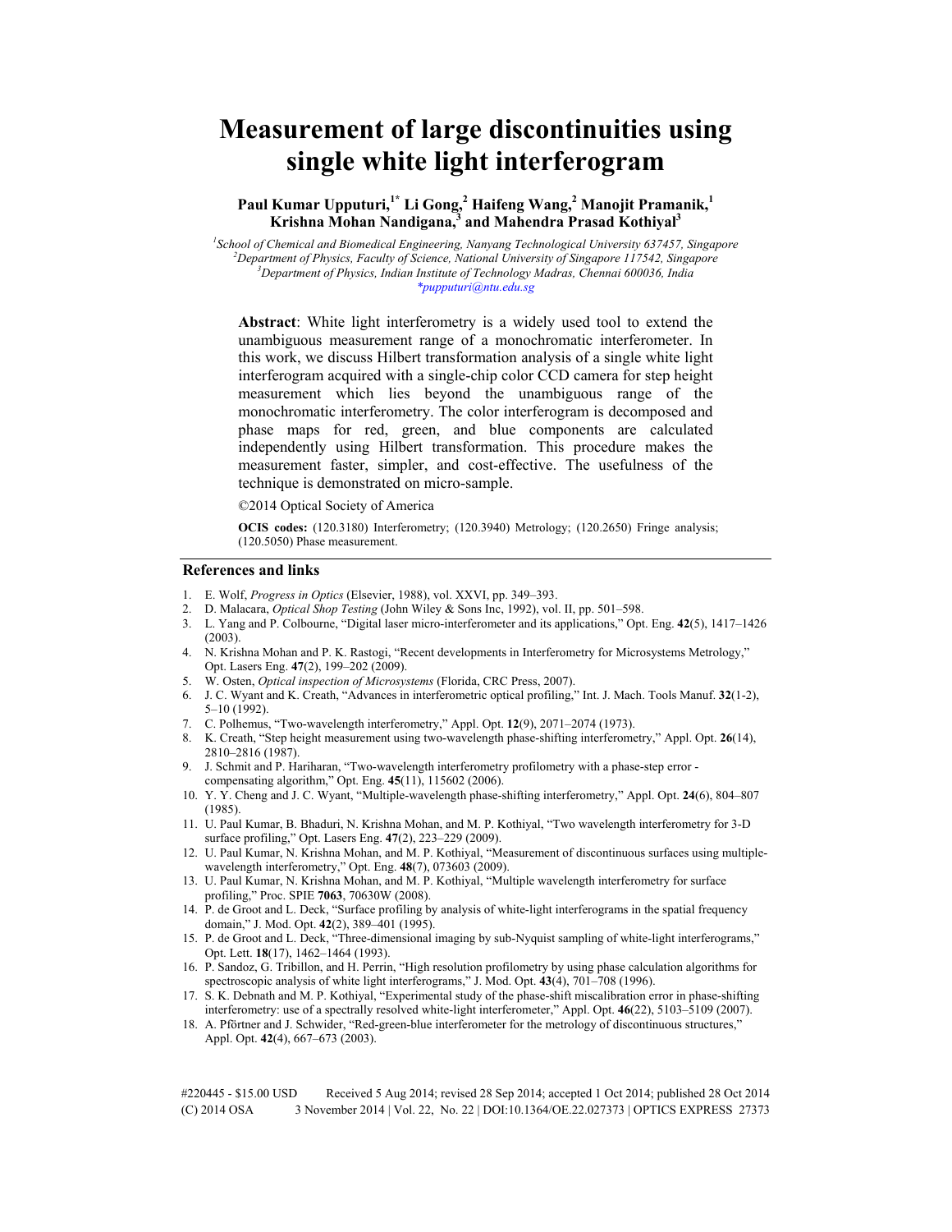# Measurement of large discontinuities using single white light interferogram

**Paul Kumar Upputuri,[1*] Li Gong,[2] Haifeng Wang,[2] Manojit Pramanik,[1] Krishna Mohan Nandigana,[3] and Mahendra Prasad Kothiyal[3]**

*[1]School of Chemical and Biomedical Engineering, Nanyang Technological University 637457, Singapore*
*[2]Department of Physics, Faculty of Science, National University of Singapore 117542, Singapore*
*[3]Department of Physics, Indian Institute of Technology Madras, Chennai 600036, India*
*pupputuri@ntu.edu.sg

**Abstract**: White light interferometry is a widely used tool to extend the unambiguous measurement range of a monochromatic interferometer. In this work, we discuss Hilbert transformation analysis of a single white light interferogram acquired with a single-chip color CCD camera for step height measurement which lies beyond the unambiguous range of the monochromatic interferometry. The color interferogram is decomposed and phase maps for red, green, and blue components are calculated independently using Hilbert transformation. This procedure makes the measurement faster, simpler, and cost-effective. The usefulness of the technique is demonstrated on micro-sample.

©2014 Optical Society of America

**OCIS codes:** (120.3180) Interferometry; (120.3940) Metrology; (120.2650) Fringe analysis; (120.5050) Phase measurement.

## References and links

1. E. Wolf, *Progress in Optics* (Elsevier, 1988), vol. XXVI, pp. 349–393.
2. D. Malacara, *Optical Shop Testing* (John Wiley & Sons Inc, 1992), vol. II, pp. 501–598.
3. L. Yang and P. Colbourne, "Digital laser micro-interferometer and its applications," Opt. Eng. **42**(5), 1417–1426 (2003).
4. N. Krishna Mohan and P. K. Rastogi, "Recent developments in Interferometry for Microsystems Metrology," Opt. Lasers Eng. **47**(2), 199–202 (2009).
5. W. Osten, *Optical inspection of Microsystems* (Florida, CRC Press, 2007).
6. J. C. Wyant and K. Creath, "Advances in interferometric optical profiling," Int. J. Mach. Tools Manuf. **32**(1-2), 5–10 (1992).
7. C. Polhemus, "Two-wavelength interferometry," Appl. Opt. **12**(9), 2071–2074 (1973).
8. K. Creath, "Step height measurement using two-wavelength phase-shifting interferometry," Appl. Opt. **26**(14), 2810–2816 (1987).
9. J. Schmit and P. Hariharan, "Two-wavelength interferometry profilometry with a phase-step error - compensating algorithm," Opt. Eng. **45**(11), 115602 (2006).
10. Y. Y. Cheng and J. C. Wyant, "Multiple-wavelength phase-shifting interferometry," Appl. Opt. **24**(6), 804–807 (1985).
11. U. Paul Kumar, B. Bhaduri, N. Krishna Mohan, and M. P. Kothiyal, "Two wavelength interferometry for 3-D surface profiling," Opt. Lasers Eng. **47**(2), 223–229 (2009).
12. U. Paul Kumar, N. Krishna Mohan, and M. P. Kothiyal, "Measurement of discontinuous surfaces using multiple-wavelength interferometry," Opt. Eng. **48**(7), 073603 (2009).
13. U. Paul Kumar, N. Krishna Mohan, and M. P. Kothiyal, "Multiple wavelength interferometry for surface profiling," Proc. SPIE **7063**, 70630W (2008).
14. P. de Groot and L. Deck, "Surface profiling by analysis of white-light interferograms in the spatial frequency domain," J. Mod. Opt. **42**(2), 389–401 (1995).
15. P. de Groot and L. Deck, "Three-dimensional imaging by sub-Nyquist sampling of white-light interferograms," Opt. Lett. **18**(17), 1462–1464 (1993).
16. P. Sandoz, G. Tribillon, and H. Perrin, "High resolution profilometry by using phase calculation algorithms for spectroscopic analysis of white light interferograms," J. Mod. Opt. **43**(4), 701–708 (1996).
17. S. K. Debnath and M. P. Kothiyal, "Experimental study of the phase-shift miscalibration error in phase-shifting interferometry: use of a spectrally resolved white-light interferometer," Appl. Opt. **46**(22), 5103–5109 (2007).
18. A. Pförtner and J. Schwider, "Red-green-blue interferometer for the metrology of discontinuous structures," Appl. Opt. **42**(4), 667–673 (2003).

#220445 - $15.00 USD Received 5 Aug 2014; revised 28 Sep 2014; accepted 1 Oct 2014; published 28 Oct 2014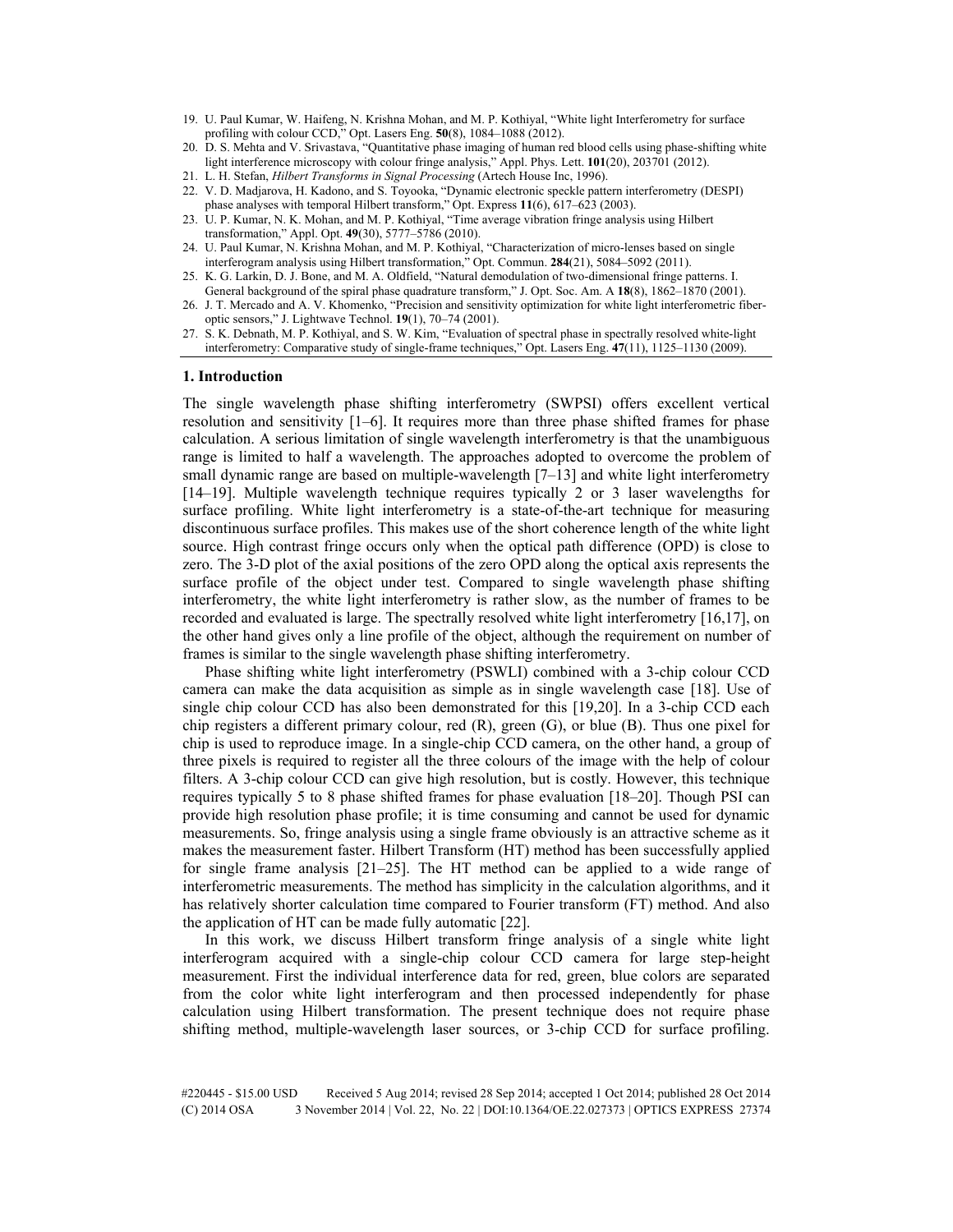19. U. Paul Kumar, W. Haifeng, N. Krishna Mohan, and M. P. Kothiyal, "White light Interferometry for surface profiling with colour CCD," Opt. Lasers Eng. **50**(8), 1084–1088 (2012).
20. D. S. Mehta and V. Srivastava, "Quantitative phase imaging of human red blood cells using phase-shifting white light interference microscopy with colour fringe analysis," Appl. Phys. Lett. **101**(20), 203701 (2012).
21. L. H. Stefan, *Hilbert Transforms in Signal Processing* (Artech House Inc, 1996).
22. V. D. Madjarova, H. Kadono, and S. Toyooka, "Dynamic electronic speckle pattern interferometry (DESPI) phase analyses with temporal Hilbert transform," Opt. Express **11**(6), 617–623 (2003).
23. U. P. Kumar, N. K. Mohan, and M. P. Kothiyal, "Time average vibration fringe analysis using Hilbert transformation," Appl. Opt. **49**(30), 5777–5786 (2010).
24. U. Paul Kumar, N. Krishna Mohan, and M. P. Kothiyal, "Characterization of micro-lenses based on single interferogram analysis using Hilbert transformation," Opt. Commun. **284**(21), 5084–5092 (2011).
25. K. G. Larkin, D. J. Bone, and M. A. Oldfield, "Natural demodulation of two-dimensional fringe patterns. I. General background of the spiral phase quadrature transform," J. Opt. Soc. Am. A **18**(8), 1862–1870 (2001).
26. J. T. Mercado and A. V. Khomenko, "Precision and sensitivity optimization for white light interferometric fiber-optic sensors," J. Lightwave Technol. **19**(1), 70–74 (2001).
27. S. K. Debnath, M. P. Kothiyal, and S. W. Kim, "Evaluation of spectral phase in spectrally resolved white-light interferometry: Comparative study of single-frame techniques," Opt. Lasers Eng. **47**(11), 1125–1130 (2009).

## 1. Introduction

The single wavelength phase shifting interferometry (SWPSI) offers excellent vertical resolution and sensitivity [1–6]. It requires more than three phase shifted frames for phase calculation. A serious limitation of single wavelength interferometry is that the unambiguous range is limited to half a wavelength. The approaches adopted to overcome the problem of small dynamic range are based on multiple-wavelength [7–13] and white light interferometry [14–19]. Multiple wavelength technique requires typically 2 or 3 laser wavelengths for surface profiling. White light interferometry is a state-of-the-art technique for measuring discontinuous surface profiles. This makes use of the short coherence length of the white light source. High contrast fringe occurs only when the optical path difference (OPD) is close to zero. The 3-D plot of the axial positions of the zero OPD along the optical axis represents the surface profile of the object under test. Compared to single wavelength phase shifting interferometry, the white light interferometry is rather slow, as the number of frames to be recorded and evaluated is large. The spectrally resolved white light interferometry [16,17], on the other hand gives only a line profile of the object, although the requirement on number of frames is similar to the single wavelength phase shifting interferometry.

Phase shifting white light interferometry (PSWLI) combined with a 3-chip colour CCD camera can make the data acquisition as simple as in single wavelength case [18]. Use of single chip colour CCD has also been demonstrated for this [19,20]. In a 3-chip CCD each chip registers a different primary colour, red (R), green (G), or blue (B). Thus one pixel for chip is used to reproduce image. In a single-chip CCD camera, on the other hand, a group of three pixels is required to register all the three colours of the image with the help of colour filters. A 3-chip colour CCD can give high resolution, but is costly. However, this technique requires typically 5 to 8 phase shifted frames for phase evaluation [18–20]. Though PSI can provide high resolution phase profile; it is time consuming and cannot be used for dynamic measurements. So, fringe analysis using a single frame obviously is an attractive scheme as it makes the measurement faster. Hilbert Transform (HT) method has been successfully applied for single frame analysis [21–25]. The HT method can be applied to a wide range of interferometric measurements. The method has simplicity in the calculation algorithms, and it has relatively shorter calculation time compared to Fourier transform (FT) method. And also the application of HT can be made fully automatic [22].

In this work, we discuss Hilbert transform fringe analysis of a single white light interferogram acquired with a single-chip colour CCD camera for large step-height measurement. First the individual interference data for red, green, blue colors are separated from the color white light interferogram and then processed independently for phase calculation using Hilbert transformation. The present technique does not require phase shifting method, multiple-wavelength laser sources, or 3-chip CCD for surface profiling.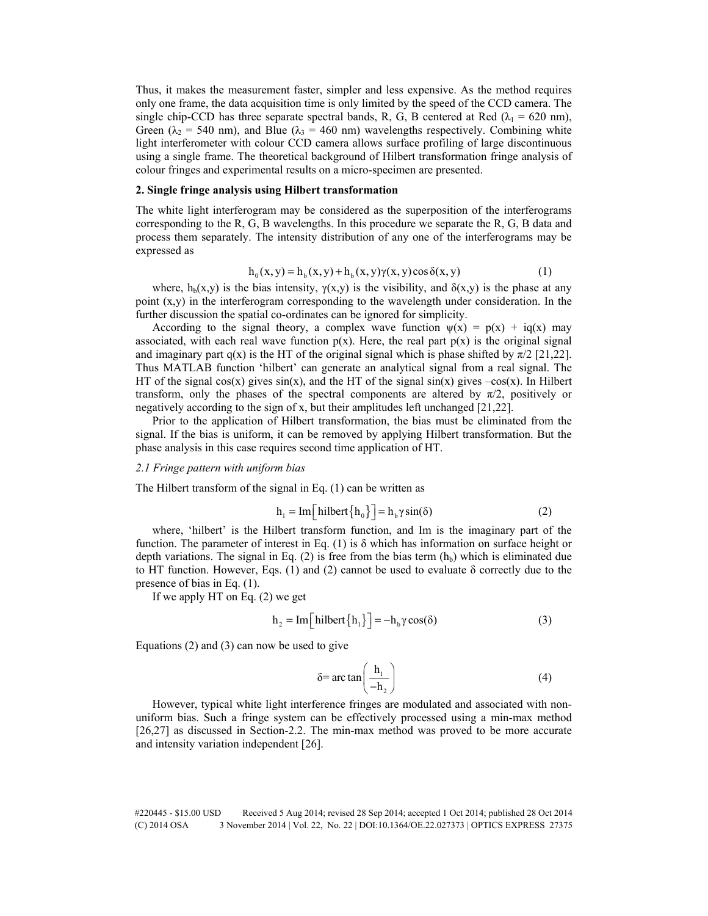Thus, it makes the measurement faster, simpler and less expensive. As the method requires only one frame, the data acquisition time is only limited by the speed of the CCD camera. The single chip-CCD has three separate spectral bands, R, G, B centered at Red ($\lambda_1$ = 620 nm), Green ($\lambda_2$ = 540 nm), and Blue ($\lambda_3$ = 460 nm) wavelengths respectively. Combining white light interferometer with colour CCD camera allows surface profiling of large discontinuous using a single frame. The theoretical background of Hilbert transformation fringe analysis of colour fringes and experimental results on a micro-specimen are presented.

## 2. Single fringe analysis using Hilbert transformation

The white light interferogram may be considered as the superposition of the interferograms corresponding to the R, G, B wavelengths. In this procedure we separate the R, G, B data and process them separately. The intensity distribution of any one of the interferograms may be expressed as

$$h_0(x,y) = h_b(x,y) + h_b(x,y)\gamma(x,y)\cos\delta(x,y) \tag{1}$$

where, $h_b(x,y)$ is the bias intensity, $\gamma(x,y)$ is the visibility, and $\delta(x,y)$ is the phase at any point (x,y) in the interferogram corresponding to the wavelength under consideration. In the further discussion the spatial co-ordinates can be ignored for simplicity.

According to the signal theory, a complex wave function $\psi(x) = p(x) + iq(x)$ may associated, with each real wave function p(x). Here, the real part p(x) is the original signal and imaginary part q(x) is the HT of the original signal which is phase shifted by $\pi/2$ [21,22]. Thus MATLAB function 'hilbert' can generate an analytical signal from a real signal. The HT of the signal cos(x) gives sin(x), and the HT of the signal sin(x) gives –cos(x). In Hilbert transform, only the phases of the spectral components are altered by $\pi/2$, positively or negatively according to the sign of x, but their amplitudes left unchanged [21,22].

Prior to the application of Hilbert transformation, the bias must be eliminated from the signal. If the bias is uniform, it can be removed by applying Hilbert transformation. But the phase analysis in this case requires second time application of HT.

### *2.1 Fringe pattern with uniform bias*

The Hilbert transform of the signal in Eq. (1) can be written as

$$h_1 = \mathrm{Im}\left[\mathrm{hilbert}\{h_0\}\right] = h_b \gamma \sin(\delta) \tag{2}$$

where, 'hilbert' is the Hilbert transform function, and Im is the imaginary part of the function. The parameter of interest in Eq. (1) is $\delta$ which has information on surface height or depth variations. The signal in Eq. (2) is free from the bias term ($h_b$) which is eliminated due to HT function. However, Eqs. (1) and (2) cannot be used to evaluate $\delta$ correctly due to the presence of bias in Eq. (1).

If we apply HT on Eq. (2) we get

$$h_2 = \mathrm{Im}\left[\mathrm{hilbert}\{h_1\}\right] = -h_b \gamma \cos(\delta) \tag{3}$$

Equations (2) and (3) can now be used to give

$$\delta = \arctan\left(\frac{h_1}{-h_2}\right) \tag{4}$$

However, typical white light interference fringes are modulated and associated with non-uniform bias. Such a fringe system can be effectively processed using a min-max method [26,27] as discussed in Section-2.2. The min-max method was proved to be more accurate and intensity variation independent [26].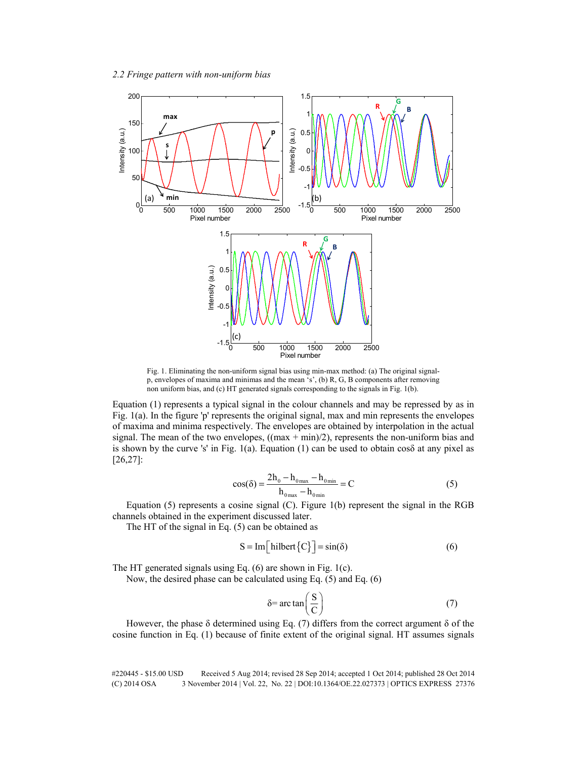*2.2 Fringe pattern with non-uniform bias*

Fig. 1. Eliminating the non-uniform signal bias using min-max method: (a) The original signal-p, envelopes of maxima and minimas and the mean 's', (b) R, G, B components after removing non uniform bias, and (c) HT generated signals corresponding to the signals in Fig. 1(b).

Equation (1) represents a typical signal in the colour channels and may be repressed by as in Fig. 1(a). In the figure 'p' represents the original signal, max and min represents the envelopes of maxima and minima respectively. The envelopes are obtained by interpolation in the actual signal. The mean of the two envelopes, ((max + min)/2), represents the non-uniform bias and is shown by the curve 's' in Fig. 1(a). Equation (1) can be used to obtain cosδ at any pixel as [26,27]:

$$\cos(\delta) = \frac{2h_0 - h_{0\max} - h_{0\min}}{h_{0\max} - h_{0\min}} = C \tag{5}$$

Equation (5) represents a cosine signal (C). Figure 1(b) represent the signal in the RGB channels obtained in the experiment discussed later.

The HT of the signal in Eq. (5) can be obtained as

$$S = \mathrm{Im}\left[\mathrm{hilbert}\{C\}\right] = \sin(\delta) \tag{6}$$

The HT generated signals using Eq. (6) are shown in Fig. 1(c).

Now, the desired phase can be calculated using Eq. (5) and Eq. (6)

$$\delta = \arctan\left(\frac{S}{C}\right) \tag{7}$$

However, the phase δ determined using Eq. (7) differs from the correct argument δ of the cosine function in Eq. (1) because of finite extent of the original signal. HT assumes signals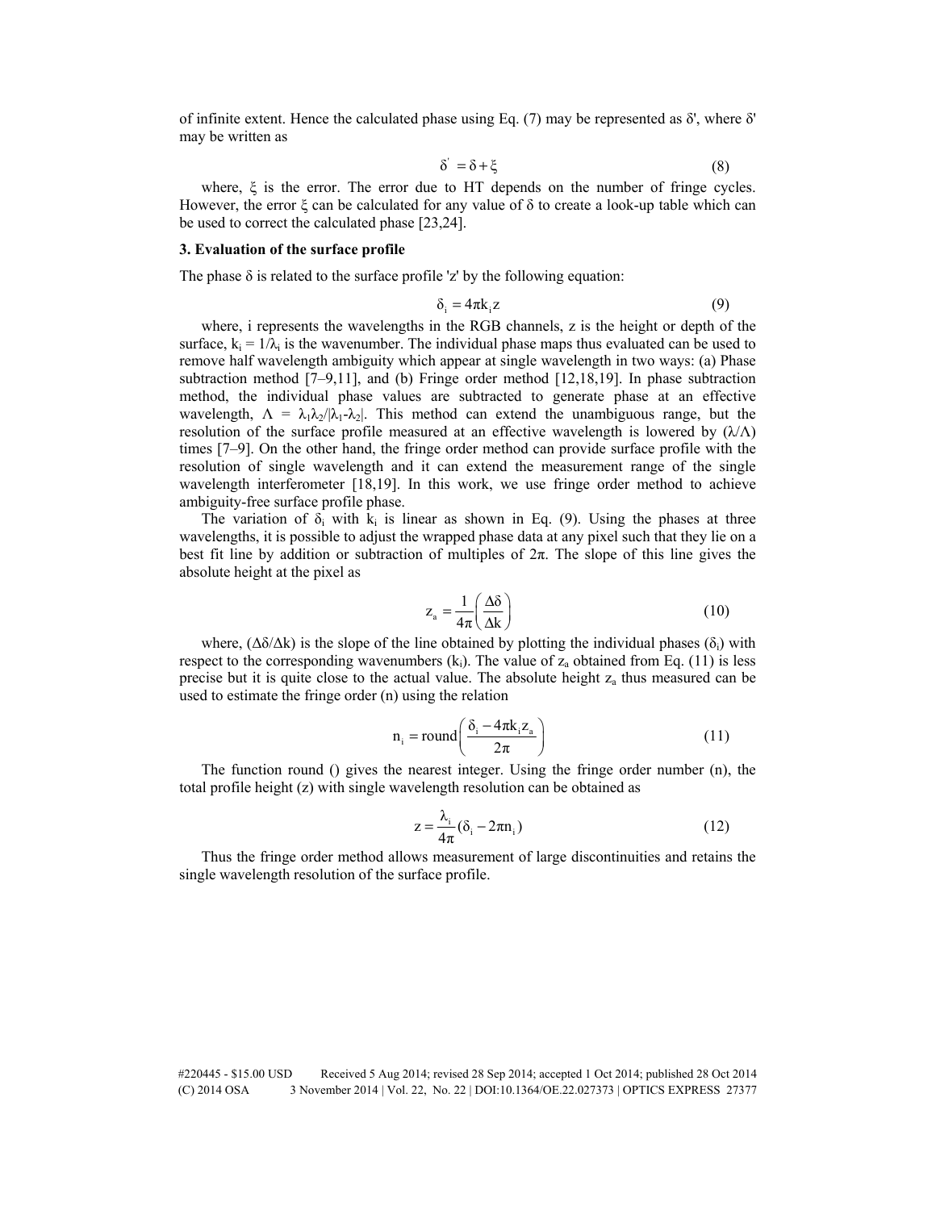of infinite extent. Hence the calculated phase using Eq. (7) may be represented as δ', where δ' may be written as

$$\delta^{'} = \delta + \xi \tag{8}$$

where, ξ is the error. The error due to HT depends on the number of fringe cycles. However, the error ξ can be calculated for any value of δ to create a look-up table which can be used to correct the calculated phase [23,24].

**3. Evaluation of the surface profile**

The phase δ is related to the surface profile 'z' by the following equation:

$$\delta_i = 4\pi k_i z \tag{9}$$

where, i represents the wavelengths in the RGB channels, z is the height or depth of the surface, $k_i = 1/\lambda_i$ is the wavenumber. The individual phase maps thus evaluated can be used to remove half wavelength ambiguity which appear at single wavelength in two ways: (a) Phase subtraction method [7–9,11], and (b) Fringe order method [12,18,19]. In phase subtraction method, the individual phase values are subtracted to generate phase at an effective wavelength, $\Lambda = \lambda_1\lambda_2/|\lambda_1\text{-}\lambda_2|$. This method can extend the unambiguous range, but the resolution of the surface profile measured at an effective wavelength is lowered by $(\lambda/\Lambda)$ times [7–9]. On the other hand, the fringe order method can provide surface profile with the resolution of single wavelength and it can extend the measurement range of the single wavelength interferometer [18,19]. In this work, we use fringe order method to achieve ambiguity-free surface profile phase.

The variation of $\delta_i$ with $k_i$ is linear as shown in Eq. (9). Using the phases at three wavelengths, it is possible to adjust the wrapped phase data at any pixel such that they lie on a best fit line by addition or subtraction of multiples of 2π. The slope of this line gives the absolute height at the pixel as

$$z_a = \frac{1}{4\pi}\left(\frac{\Delta\delta}{\Delta k}\right) \tag{10}$$

where, $(\Delta\delta/\Delta k)$ is the slope of the line obtained by plotting the individual phases ($\delta_i$) with respect to the corresponding wavenumbers ($k_i$). The value of $z_a$ obtained from Eq. (11) is less precise but it is quite close to the actual value. The absolute height $z_a$ thus measured can be used to estimate the fringe order (n) using the relation

$$n_i = \text{round}\left(\frac{\delta_i - 4\pi k_i z_a}{2\pi}\right) \tag{11}$$

The function round () gives the nearest integer. Using the fringe order number (n), the total profile height (z) with single wavelength resolution can be obtained as

$$z = \frac{\lambda_i}{4\pi}(\delta_i - 2\pi n_i) \tag{12}$$

Thus the fringe order method allows measurement of large discontinuities and retains the single wavelength resolution of the surface profile.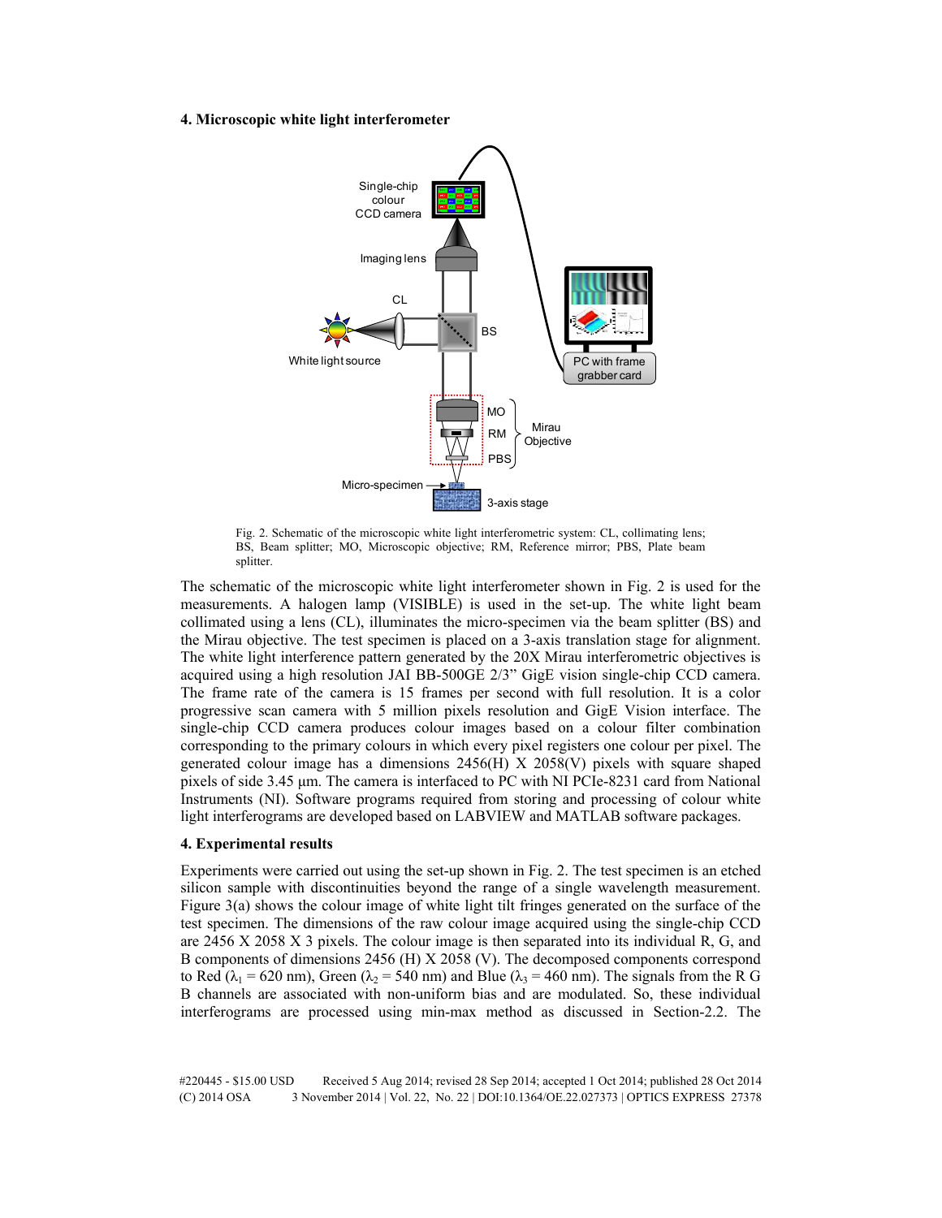## 4. Microscopic white light interferometer

Fig. 2. Schematic of the microscopic white light interferometric system: CL, collimating lens; BS, Beam splitter; MO, Microscopic objective; RM, Reference mirror; PBS, Plate beam splitter.

The schematic of the microscopic white light interferometer shown in Fig. 2 is used for the measurements. A halogen lamp (VISIBLE) is used in the set-up. The white light beam collimated using a lens (CL), illuminates the micro-specimen via the beam splitter (BS) and the Mirau objective. The test specimen is placed on a 3-axis translation stage for alignment. The white light interference pattern generated by the 20X Mirau interferometric objectives is acquired using a high resolution JAI BB-500GE 2/3" GigE vision single-chip CCD camera. The frame rate of the camera is 15 frames per second with full resolution. It is a color progressive scan camera with 5 million pixels resolution and GigE Vision interface. The single-chip CCD camera produces colour images based on a colour filter combination corresponding to the primary colours in which every pixel registers one colour per pixel. The generated colour image has a dimensions 2456(H) X 2058(V) pixels with square shaped pixels of side 3.45 µm. The camera is interfaced to PC with NI PCIe-8231 card from National Instruments (NI). Software programs required from storing and processing of colour white light interferograms are developed based on LABVIEW and MATLAB software packages.

## 4. Experimental results

Experiments were carried out using the set-up shown in Fig. 2. The test specimen is an etched silicon sample with discontinuities beyond the range of a single wavelength measurement. Figure 3(a) shows the colour image of white light tilt fringes generated on the surface of the test specimen. The dimensions of the raw colour image acquired using the single-chip CCD are 2456 X 2058 X 3 pixels. The colour image is then separated into its individual R, G, and B components of dimensions 2456 (H) X 2058 (V). The decomposed components correspond to Red ($\lambda_1$ = 620 nm), Green ($\lambda_2$ = 540 nm) and Blue ($\lambda_3$ = 460 nm). The signals from the R G B channels are associated with non-uniform bias and are modulated. So, these individual interferograms are processed using min-max method as discussed in Section-2.2. The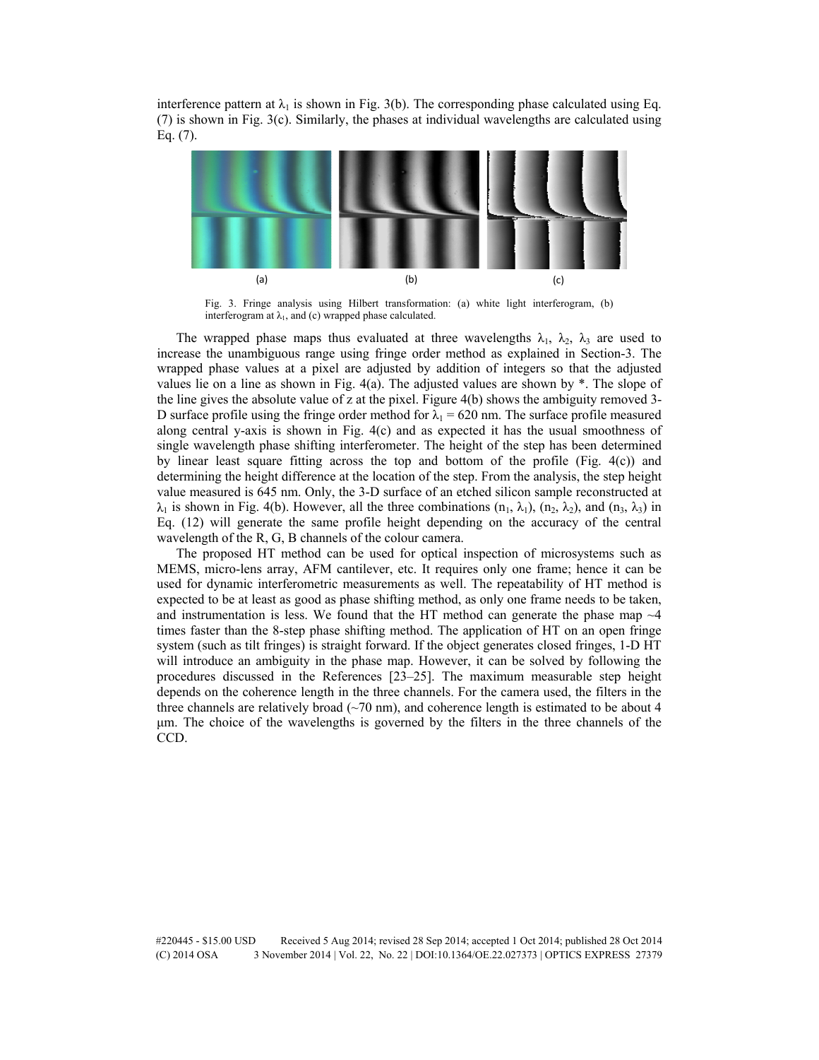interference pattern at $\lambda_1$ is shown in Fig. 3(b). The corresponding phase calculated using Eq. (7) is shown in Fig. 3(c). Similarly, the phases at individual wavelengths are calculated using Eq. (7).

Fig. 3. Fringe analysis using Hilbert transformation: (a) white light interferogram, (b) interferogram at $\lambda_1$, and (c) wrapped phase calculated.

The wrapped phase maps thus evaluated at three wavelengths $\lambda_1$, $\lambda_2$, $\lambda_3$ are used to increase the unambiguous range using fringe order method as explained in Section-3. The wrapped phase values at a pixel are adjusted by addition of integers so that the adjusted values lie on a line as shown in Fig. 4(a). The adjusted values are shown by *. The slope of the line gives the absolute value of z at the pixel. Figure 4(b) shows the ambiguity removed 3-D surface profile using the fringe order method for $\lambda_1 = 620$ nm. The surface profile measured along central y-axis is shown in Fig. 4(c) and as expected it has the usual smoothness of single wavelength phase shifting interferometer. The height of the step has been determined by linear least square fitting across the top and bottom of the profile (Fig. 4(c)) and determining the height difference at the location of the step. From the analysis, the step height value measured is 645 nm. Only, the 3-D surface of an etched silicon sample reconstructed at $\lambda_1$ is shown in Fig. 4(b). However, all the three combinations ($n_1$, $\lambda_1$), ($n_2$, $\lambda_2$), and ($n_3$, $\lambda_3$) in Eq. (12) will generate the same profile height depending on the accuracy of the central wavelength of the R, G, B channels of the colour camera.

The proposed HT method can be used for optical inspection of microsystems such as MEMS, micro-lens array, AFM cantilever, etc. It requires only one frame; hence it can be used for dynamic interferometric measurements as well. The repeatability of HT method is expected to be at least as good as phase shifting method, as only one frame needs to be taken, and instrumentation is less. We found that the HT method can generate the phase map ~4 times faster than the 8-step phase shifting method. The application of HT on an open fringe system (such as tilt fringes) is straight forward. If the object generates closed fringes, 1-D HT will introduce an ambiguity in the phase map. However, it can be solved by following the procedures discussed in the References [23–25]. The maximum measurable step height depends on the coherence length in the three channels. For the camera used, the filters in the three channels are relatively broad (~70 nm), and coherence length is estimated to be about 4 µm. The choice of the wavelengths is governed by the filters in the three channels of the CCD.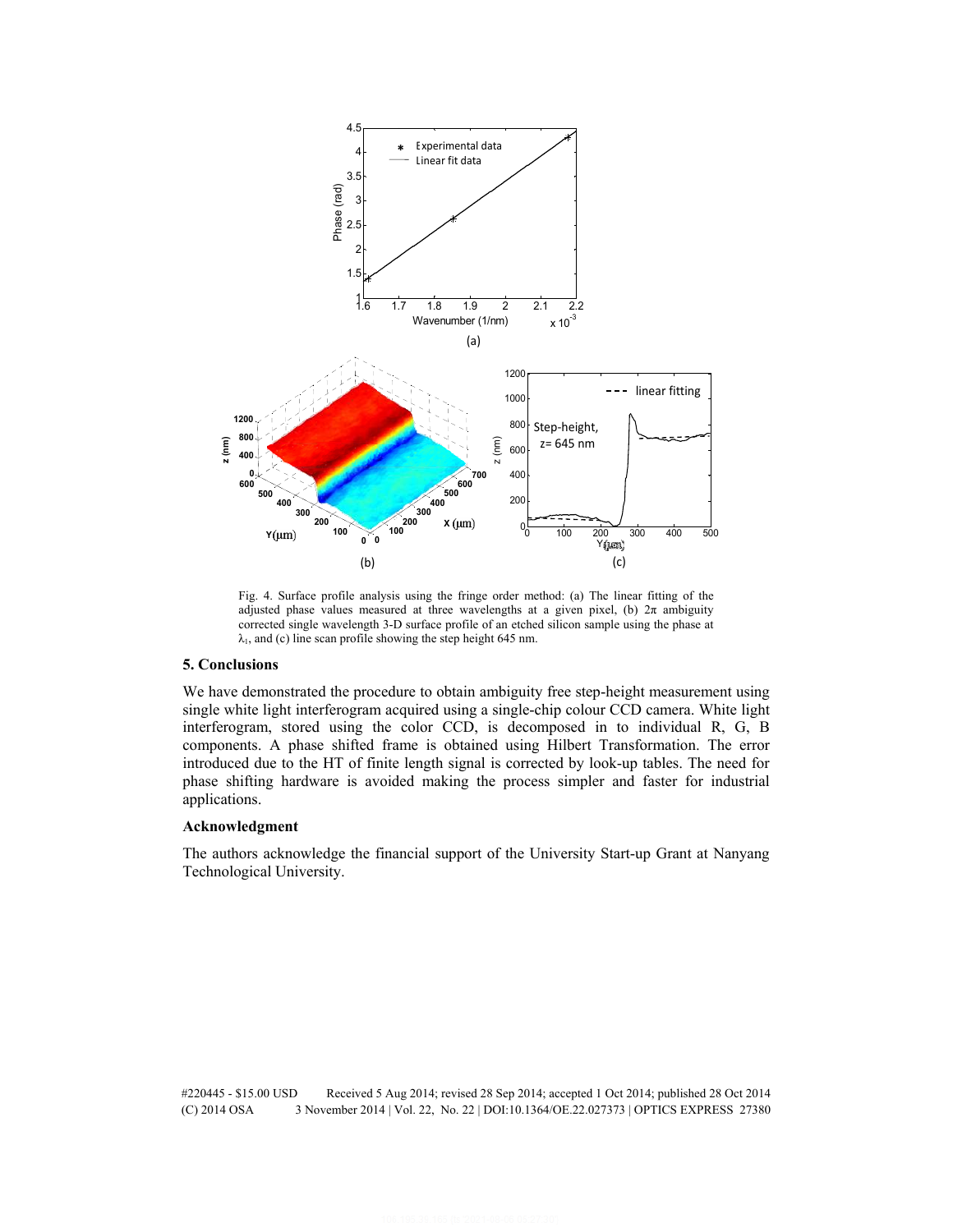4.5
4
3.5
3
2.5
2
1.5
1
Phase (rad)
1.6 1.7 1.8 1.9 2 2.1 2.2
Wavenumber (1/nm)
x 10^-3
* Experimental data
Linear fit data
(a)

1200
800
400
0
z (nm)
600 500 400 300 200 100 0
Y(μm)
0 100 200 300 400 500 600 700
X (μm)
(b)

1200
1000
800
600
400
200
0
z (nm)
0 100 200 300 400 500
Y(μm)
linear fitting
Step-height, z= 645 nm
(c)

Fig. 4. Surface profile analysis using the fringe order method: (a) The linear fitting of the adjusted phase values measured at three wavelengths at a given pixel, (b) $2\pi$ ambiguity corrected single wavelength 3-D surface profile of an etched silicon sample using the phase at $\lambda_1$, and (c) line scan profile showing the step height 645 nm.

## 5. Conclusions

We have demonstrated the procedure to obtain ambiguity free step-height measurement using single white light interferogram acquired using a single-chip colour CCD camera. White light interferogram, stored using the color CCD, is decomposed in to individual R, G, B components. A phase shifted frame is obtained using Hilbert Transformation. The error introduced due to the HT of finite length signal is corrected by look-up tables. The need for phase shifting hardware is avoided making the process simpler and faster for industrial applications.

## Acknowledgment

The authors acknowledge the financial support of the University Start-up Grant at Nanyang Technological University.